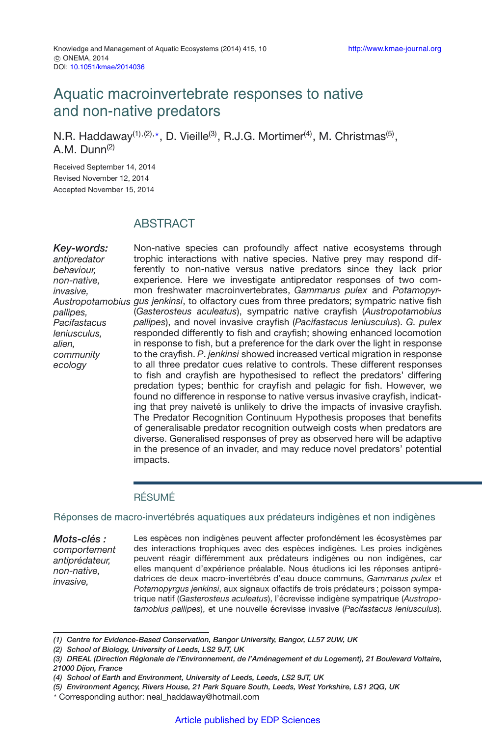# Aquatic macroinvertebrate responses to native and non-native predators

N.R. Haddaway[(1),(2),*], D. Vieille[(3)], R.J.G. Mortimer[(4)], M. Christmas[(5)], A.M. Dunn[(2)]

Received September 14, 2014
Revised November 12, 2014
Accepted November 15, 2014

## ABSTRACT

***Key-words:*** *antipredator behaviour, non-native, invasive, Austropotamobius pallipes, Pacifastacus leniusculus, alien, community ecology*

Non-native species can profoundly affect native ecosystems through trophic interactions with native species. Native prey may respond differently to non-native versus native predators since they lack prior experience. Here we investigate antipredator responses of two common freshwater macroinvertebrates, *Gammarus pulex* and *Potamopyrgus jenkinsi*, to olfactory cues from three predators; sympatric native fish (*Gasterosteus aculeatus*), sympatric native crayfish (*Austropotamobius pallipes*), and novel invasive crayfish (*Pacifastacus leniusculus*). *G. pulex* responded differently to fish and crayfish; showing enhanced locomotion in response to fish, but a preference for the dark over the light in response to the crayfish. *P. jenkinsi* showed increased vertical migration in response to all three predator cues relative to controls. These different responses to fish and crayfish are hypothesised to reflect the predators' differing predation types; benthic for crayfish and pelagic for fish. However, we found no difference in response to native versus invasive crayfish, indicating that prey naiveté is unlikely to drive the impacts of invasive crayfish. The Predator Recognition Continuum Hypothesis proposes that benefits of generalisable predator recognition outweigh costs when predators are diverse. Generalised responses of prey as observed here will be adaptive in the presence of an invader, and may reduce novel predators' potential impacts.

## RÉSUMÉ

### Réponses de macro-invertébrés aquatiques aux prédateurs indigènes et non indigènes

***Mots-clés :*** *comportement antiprédateur, non-native, invasive,*

Les espèces non indigènes peuvent affecter profondément les écosystèmes par des interactions trophiques avec des espèces indigènes. Les proies indigènes peuvent réagir différemment aux prédateurs indigènes ou non indigènes, car elles manquent d'expérience préalable. Nous étudions ici les réponses antiprédatrices de deux macro-invertébrés d'eau douce communs, *Gammarus pulex* et *Potamopyrgus jenkinsi*, aux signaux olfactifs de trois prédateurs ; poisson sympatrique natif (*Gasterosteus aculeatus*), l'écrevisse indigène sympatrique (*Austropotamobius pallipes*), et une nouvelle écrevisse invasive (*Pacifastacus leniusculus*).

---

*(1) Centre for Evidence-Based Conservation, Bangor University, Bangor, LL57 2UW, UK*
*(2) School of Biology, University of Leeds, LS2 9JT, UK*
*(3) DREAL (Direction Régionale de l'Environnement, de l'Aménagement et du Logement), 21 Boulevard Voltaire, 21000 Dijon, France*
*(4) School of Earth and Environment, University of Leeds, Leeds, LS2 9JT, UK*
*(5) Environment Agency, Rivers House, 21 Park Square South, Leeds, West Yorkshire, LS1 2QG, UK*
* Corresponding author: neal_haddaway@hotmail.com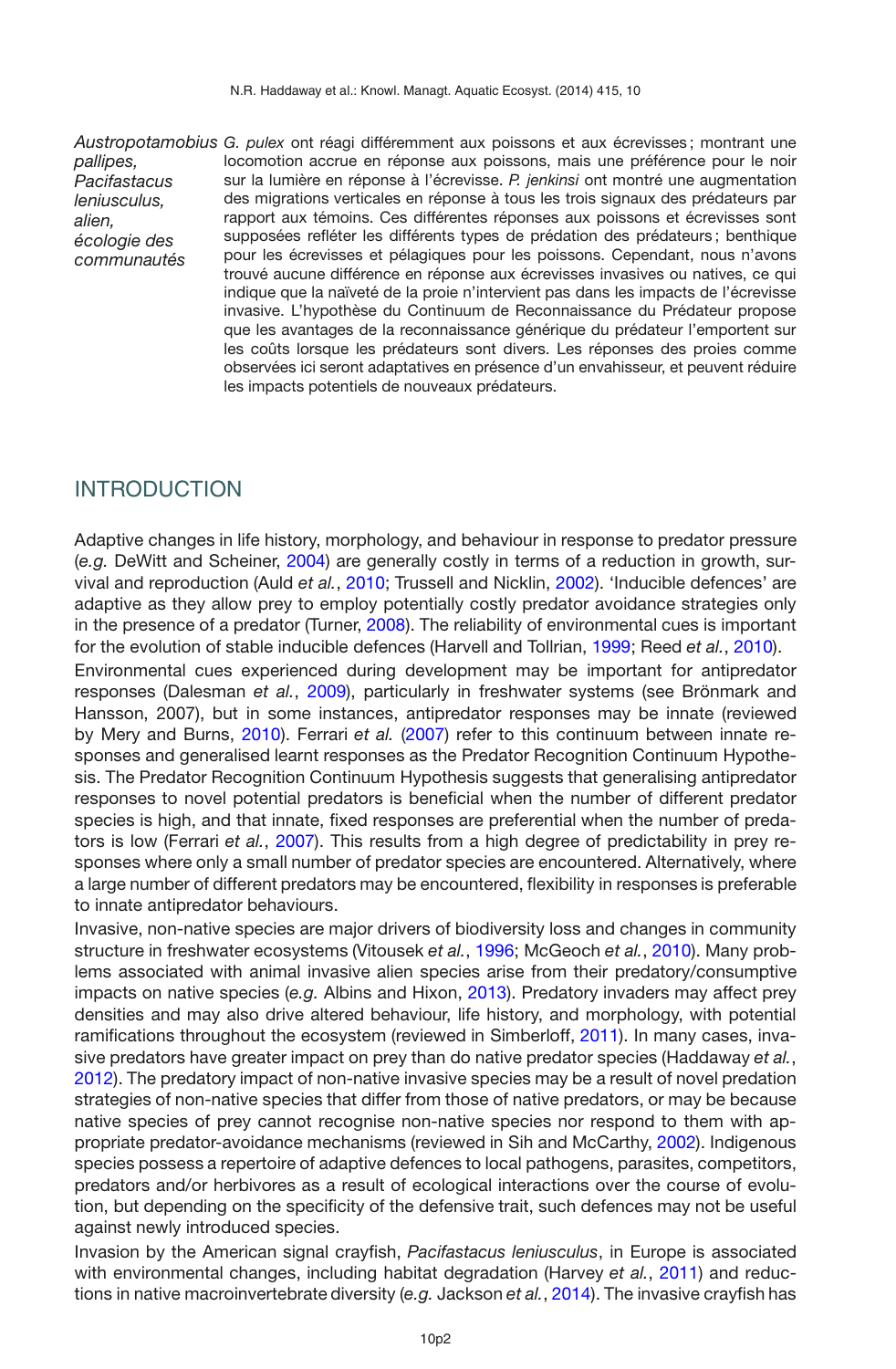*Austropotamobius pallipes, Pacifastacus leniusculus, alien, écologie des communautés*

*G. pulex* ont réagi différemment aux poissons et aux écrevisses ; montrant une locomotion accrue en réponse aux poissons, mais une préférence pour le noir sur la lumière en réponse à l'écrevisse. *P. jenkinsi* ont montré une augmentation des migrations verticales en réponse à tous les trois signaux des prédateurs par rapport aux témoins. Ces différentes réponses aux poissons et écrevisses sont supposées refléter les différents types de prédation des prédateurs ; benthique pour les écrevisses et pélagiques pour les poissons. Cependant, nous n'avons trouvé aucune différence en réponse aux écrevisses invasives ou natives, ce qui indique que la naïveté de la proie n'intervient pas dans les impacts de l'écrevisse invasive. L'hypothèse du Continuum de Reconnaissance du Prédateur propose que les avantages de la reconnaissance générique du prédateur l'emportent sur les coûts lorsque les prédateurs sont divers. Les réponses des proies comme observées ici seront adaptatives en présence d'un envahisseur, et peuvent réduire les impacts potentiels de nouveaux prédateurs.

## INTRODUCTION

Adaptive changes in life history, morphology, and behaviour in response to predator pressure (*e.g.* DeWitt and Scheiner, 2004) are generally costly in terms of a reduction in growth, survival and reproduction (Auld *et al.*, 2010; Trussell and Nicklin, 2002). 'Inducible defences' are adaptive as they allow prey to employ potentially costly predator avoidance strategies only in the presence of a predator (Turner, 2008). The reliability of environmental cues is important for the evolution of stable inducible defences (Harvell and Tollrian, 1999; Reed *et al.*, 2010).

Environmental cues experienced during development may be important for antipredator responses (Dalesman *et al.*, 2009), particularly in freshwater systems (see Brönmark and Hansson, 2007), but in some instances, antipredator responses may be innate (reviewed by Mery and Burns, 2010). Ferrari *et al.* (2007) refer to this continuum between innate responses and generalised learnt responses as the Predator Recognition Continuum Hypothesis. The Predator Recognition Continuum Hypothesis suggests that generalising antipredator responses to novel potential predators is beneficial when the number of different predator species is high, and that innate, fixed responses are preferential when the number of predators is low (Ferrari *et al.*, 2007). This results from a high degree of predictability in prey responses where only a small number of predator species are encountered. Alternatively, where a large number of different predators may be encountered, flexibility in responses is preferable to innate antipredator behaviours.

Invasive, non-native species are major drivers of biodiversity loss and changes in community structure in freshwater ecosystems (Vitousek *et al.*, 1996; McGeoch *et al.*, 2010). Many problems associated with animal invasive alien species arise from their predatory/consumptive impacts on native species (*e.g.* Albins and Hixon, 2013). Predatory invaders may affect prey densities and may also drive altered behaviour, life history, and morphology, with potential ramifications throughout the ecosystem (reviewed in Simberloff, 2011). In many cases, invasive predators have greater impact on prey than do native predator species (Haddaway *et al.*, 2012). The predatory impact of non-native invasive species may be a result of novel predation strategies of non-native species that differ from those of native predators, or may be because native species of prey cannot recognise non-native species nor respond to them with appropriate predator-avoidance mechanisms (reviewed in Sih and McCarthy, 2002). Indigenous species possess a repertoire of adaptive defences to local pathogens, parasites, competitors, predators and/or herbivores as a result of ecological interactions over the course of evolution, but depending on the specificity of the defensive trait, such defences may not be useful against newly introduced species.

Invasion by the American signal crayfish, *Pacifastacus leniusculus*, in Europe is associated with environmental changes, including habitat degradation (Harvey *et al.*, 2011) and reductions in native macroinvertebrate diversity (*e.g.* Jackson *et al.*, 2014). The invasive crayfish has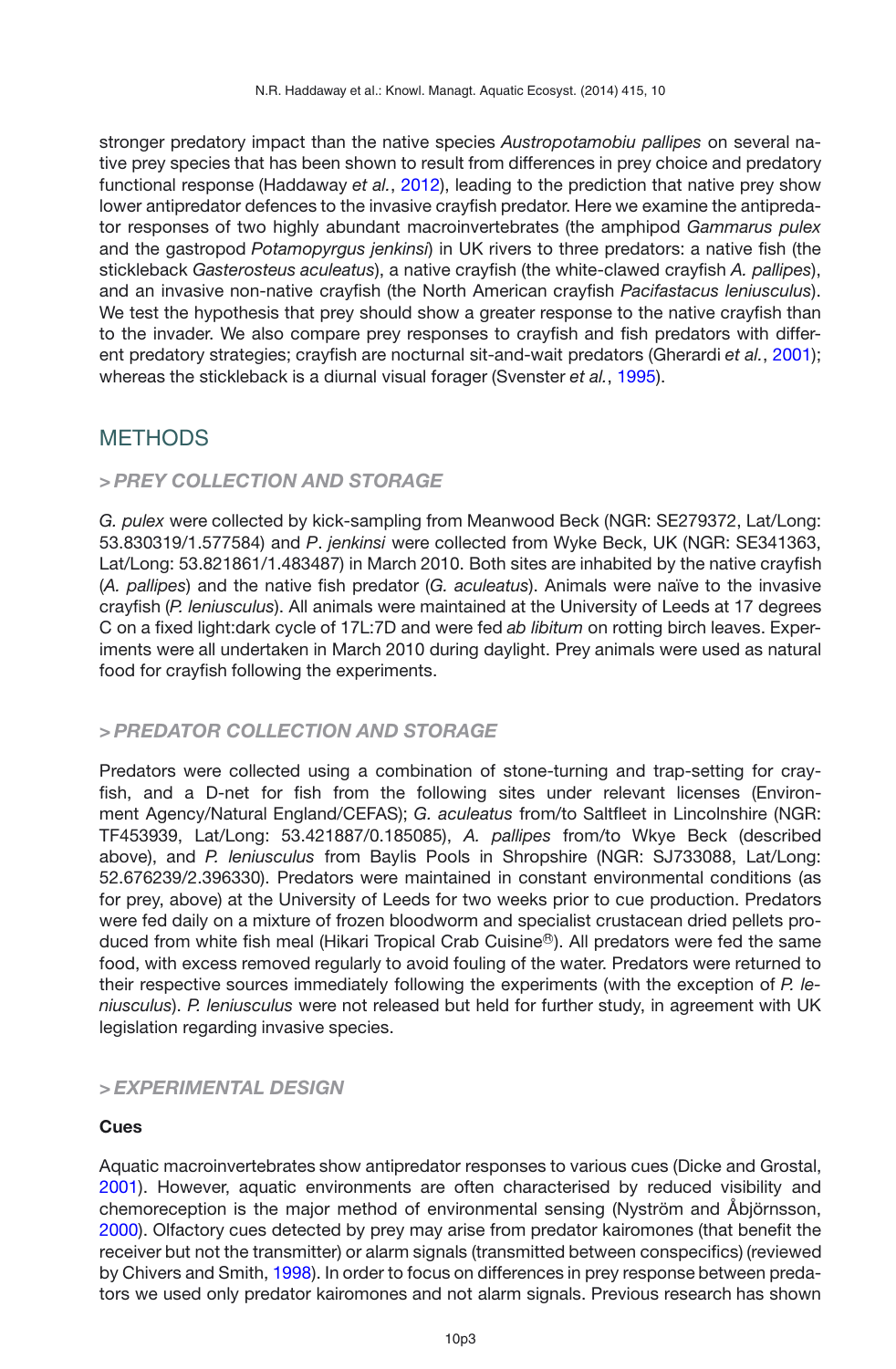stronger predatory impact than the native species *Austropotamobiu pallipes* on several native prey species that has been shown to result from differences in prey choice and predatory functional response (Haddaway *et al.*, 2012), leading to the prediction that native prey show lower antipredator defences to the invasive crayfish predator. Here we examine the antipredator responses of two highly abundant macroinvertebrates (the amphipod *Gammarus pulex* and the gastropod *Potamopyrgus jenkinsi*) in UK rivers to three predators: a native fish (the stickleback *Gasterosteus aculeatus*), a native crayfish (the white-clawed crayfish *A. pallipes*), and an invasive non-native crayfish (the North American crayfish *Pacifastacus leniusculus*). We test the hypothesis that prey should show a greater response to the native crayfish than to the invader. We also compare prey responses to crayfish and fish predators with different predatory strategies; crayfish are nocturnal sit-and-wait predators (Gherardi *et al.*, 2001); whereas the stickleback is a diurnal visual forager (Svenster *et al.*, 1995).

## METHODS

### > PREY COLLECTION AND STORAGE

*G. pulex* were collected by kick-sampling from Meanwood Beck (NGR: SE279372, Lat/Long: 53.830319/1.577584) and *P. jenkinsi* were collected from Wyke Beck, UK (NGR: SE341363, Lat/Long: 53.821861/1.483487) in March 2010. Both sites are inhabited by the native crayfish (*A. pallipes*) and the native fish predator (*G. aculeatus*). Animals were naïve to the invasive crayfish (*P. leniusculus*). All animals were maintained at the University of Leeds at 17 degrees C on a fixed light:dark cycle of 17L:7D and were fed *ab libitum* on rotting birch leaves. Experiments were all undertaken in March 2010 during daylight. Prey animals were used as natural food for crayfish following the experiments.

### > PREDATOR COLLECTION AND STORAGE

Predators were collected using a combination of stone-turning and trap-setting for crayfish, and a D-net for fish from the following sites under relevant licenses (Environment Agency/Natural England/CEFAS); *G. aculeatus* from/to Saltfleet in Lincolnshire (NGR: TF453939, Lat/Long: 53.421887/0.185085), *A. pallipes* from/to Wkye Beck (described above), and *P. leniusculus* from Baylis Pools in Shropshire (NGR: SJ733088, Lat/Long: 52.676239/2.396330). Predators were maintained in constant environmental conditions (as for prey, above) at the University of Leeds for two weeks prior to cue production. Predators were fed daily on a mixture of frozen bloodworm and specialist crustacean dried pellets produced from white fish meal (Hikari Tropical Crab Cuisine®). All predators were fed the same food, with excess removed regularly to avoid fouling of the water. Predators were returned to their respective sources immediately following the experiments (with the exception of *P. leniusculus*). *P. leniusculus* were not released but held for further study, in agreement with UK legislation regarding invasive species.

### > EXPERIMENTAL DESIGN

**Cues**

Aquatic macroinvertebrates show antipredator responses to various cues (Dicke and Grostal, 2001). However, aquatic environments are often characterised by reduced visibility and chemoreception is the major method of environmental sensing (Nyström and Åbjörnsson, 2000). Olfactory cues detected by prey may arise from predator kairomones (that benefit the receiver but not the transmitter) or alarm signals (transmitted between conspecifics) (reviewed by Chivers and Smith, 1998). In order to focus on differences in prey response between predators we used only predator kairomones and not alarm signals. Previous research has shown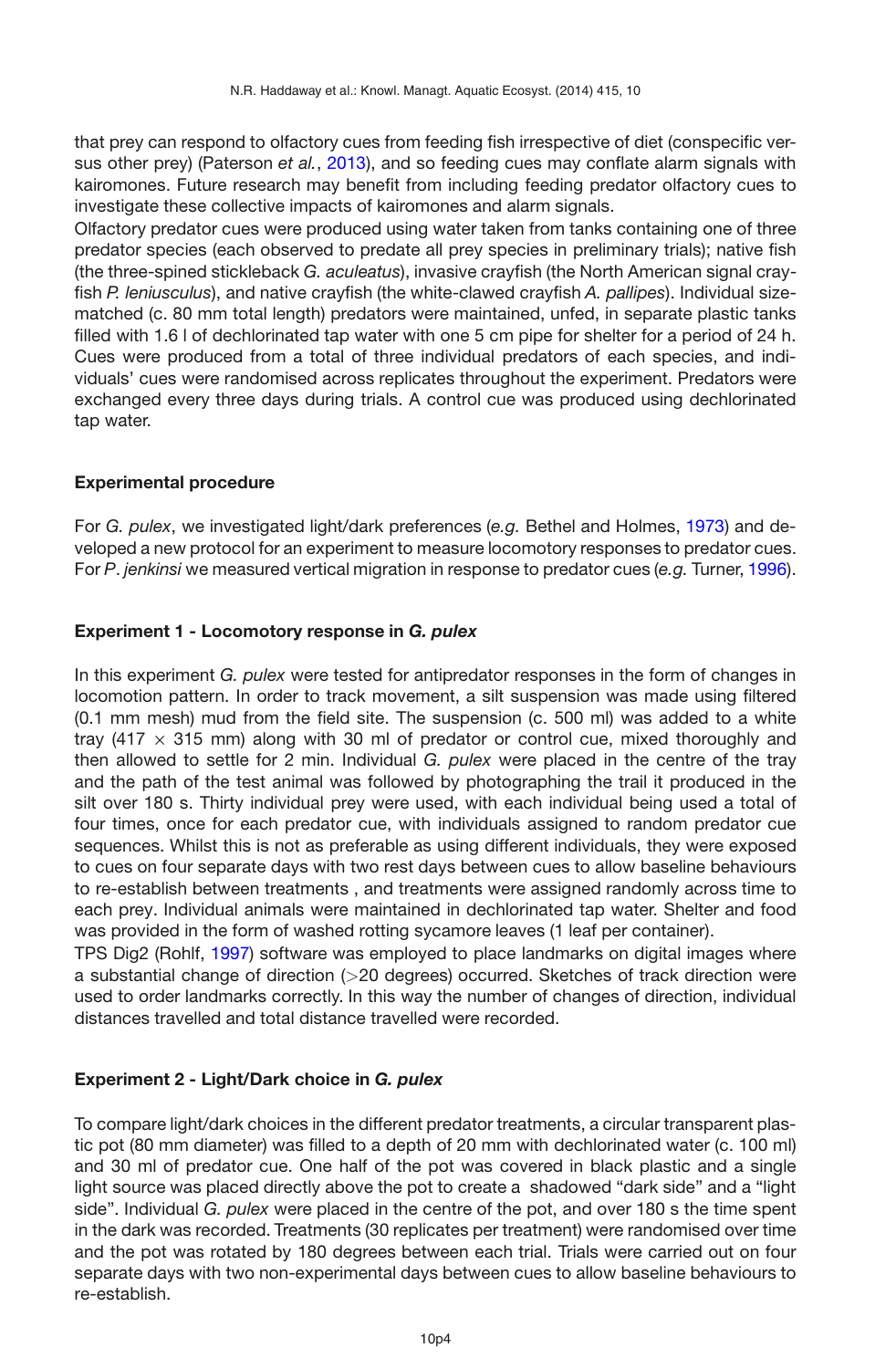that prey can respond to olfactory cues from feeding fish irrespective of diet (conspecific versus other prey) (Paterson *et al.*, 2013), and so feeding cues may conflate alarm signals with kairomones. Future research may benefit from including feeding predator olfactory cues to investigate these collective impacts of kairomones and alarm signals.

Olfactory predator cues were produced using water taken from tanks containing one of three predator species (each observed to predate all prey species in preliminary trials); native fish (the three-spined stickleback *G. aculeatus*), invasive crayfish (the North American signal crayfish *P. leniusculus*), and native crayfish (the white-clawed crayfish *A. pallipes*). Individual size-matched (c. 80 mm total length) predators were maintained, unfed, in separate plastic tanks filled with 1.6 l of dechlorinated tap water with one 5 cm pipe for shelter for a period of 24 h. Cues were produced from a total of three individual predators of each species, and individuals' cues were randomised across replicates throughout the experiment. Predators were exchanged every three days during trials. A control cue was produced using dechlorinated tap water.

### Experimental procedure

For *G. pulex*, we investigated light/dark preferences (*e.g.* Bethel and Holmes, 1973) and developed a new protocol for an experiment to measure locomotory responses to predator cues. For *P. jenkinsi* we measured vertical migration in response to predator cues (*e.g.* Turner, 1996).

### Experiment 1 - Locomotory response in *G. pulex*

In this experiment *G. pulex* were tested for antipredator responses in the form of changes in locomotion pattern. In order to track movement, a silt suspension was made using filtered (0.1 mm mesh) mud from the field site. The suspension (c. 500 ml) was added to a white tray (417 $\times$ 315 mm) along with 30 ml of predator or control cue, mixed thoroughly and then allowed to settle for 2 min. Individual *G. pulex* were placed in the centre of the tray and the path of the test animal was followed by photographing the trail it produced in the silt over 180 s. Thirty individual prey were used, with each individual being used a total of four times, once for each predator cue, with individuals assigned to random predator cue sequences. Whilst this is not as preferable as using different individuals, they were exposed to cues on four separate days with two rest days between cues to allow baseline behaviours to re-establish between treatments , and treatments were assigned randomly across time to each prey. Individual animals were maintained in dechlorinated tap water. Shelter and food was provided in the form of washed rotting sycamore leaves (1 leaf per container).

TPS Dig2 (Rohlf, 1997) software was employed to place landmarks on digital images where a substantial change of direction (>20 degrees) occurred. Sketches of track direction were used to order landmarks correctly. In this way the number of changes of direction, individual distances travelled and total distance travelled were recorded.

### Experiment 2 - Light/Dark choice in *G. pulex*

To compare light/dark choices in the different predator treatments, a circular transparent plastic pot (80 mm diameter) was filled to a depth of 20 mm with dechlorinated water (c. 100 ml) and 30 ml of predator cue. One half of the pot was covered in black plastic and a single light source was placed directly above the pot to create a shadowed "dark side" and a "light side". Individual *G. pulex* were placed in the centre of the pot, and over 180 s the time spent in the dark was recorded. Treatments (30 replicates per treatment) were randomised over time and the pot was rotated by 180 degrees between each trial. Trials were carried out on four separate days with two non-experimental days between cues to allow baseline behaviours to re-establish.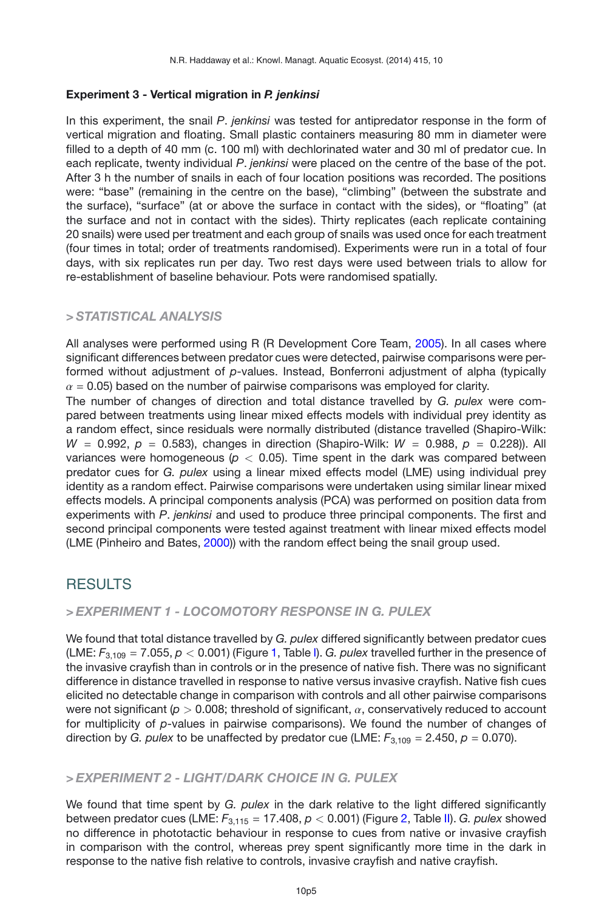### Experiment 3 - Vertical migration in *P. jenkinsi*

In this experiment, the snail *P*. *jenkinsi* was tested for antipredator response in the form of vertical migration and floating. Small plastic containers measuring 80 mm in diameter were filled to a depth of 40 mm (c. 100 ml) with dechlorinated water and 30 ml of predator cue. In each replicate, twenty individual *P*. *jenkinsi* were placed on the centre of the base of the pot. After 3 h the number of snails in each of four location positions was recorded. The positions were: "base" (remaining in the centre on the base), "climbing" (between the substrate and the surface), "surface" (at or above the surface in contact with the sides), or "floating" (at the surface and not in contact with the sides). Thirty replicates (each replicate containing 20 snails) were used per treatment and each group of snails was used once for each treatment (four times in total; order of treatments randomised). Experiments were run in a total of four days, with six replicates run per day. Two rest days were used between trials to allow for re-establishment of baseline behaviour. Pots were randomised spatially.

## > *STATISTICAL ANALYSIS*

All analyses were performed using R (R Development Core Team, 2005). In all cases where significant differences between predator cues were detected, pairwise comparisons were performed without adjustment of *p*-values. Instead, Bonferroni adjustment of alpha (typically $\alpha = 0.05$) based on the number of pairwise comparisons was employed for clarity.

The number of changes of direction and total distance travelled by *G. pulex* were compared between treatments using linear mixed effects models with individual prey identity as a random effect, since residuals were normally distributed (distance travelled (Shapiro-Wilk: $W = 0.992$, $p = 0.583$), changes in direction (Shapiro-Wilk: $W = 0.988$, $p = 0.228$)). All variances were homogeneous ($p < 0.05$). Time spent in the dark was compared between predator cues for *G. pulex* using a linear mixed effects model (LME) using individual prey identity as a random effect. Pairwise comparisons were undertaken using similar linear mixed effects models. A principal components analysis (PCA) was performed on position data from experiments with *P*. *jenkinsi* and used to produce three principal components. The first and second principal components were tested against treatment with linear mixed effects model (LME (Pinheiro and Bates, 2000)) with the random effect being the snail group used.

# RESULTS

## > *EXPERIMENT 1 - LOCOMOTORY RESPONSE IN G. PULEX*

We found that total distance travelled by *G. pulex* differed significantly between predator cues (LME: $F_{3,109} = 7.055$, $p < 0.001$) (Figure 1, Table I). *G. pulex* travelled further in the presence of the invasive crayfish than in controls or in the presence of native fish. There was no significant difference in distance travelled in response to native versus invasive crayfish. Native fish cues elicited no detectable change in comparison with controls and all other pairwise comparisons were not significant ($p > 0.008$; threshold of significant, $\alpha$, conservatively reduced to account for multiplicity of *p*-values in pairwise comparisons). We found the number of changes of direction by *G. pulex* to be unaffected by predator cue (LME: $F_{3,109} = 2.450$, $p = 0.070$).

## > *EXPERIMENT 2 - LIGHT/DARK CHOICE IN G. PULEX*

We found that time spent by *G. pulex* in the dark relative to the light differed significantly between predator cues (LME: $F_{3,115} = 17.408$, $p < 0.001$) (Figure 2, Table II). *G. pulex* showed no difference in phototactic behaviour in response to cues from native or invasive crayfish in comparison with the control, whereas prey spent significantly more time in the dark in response to the native fish relative to controls, invasive crayfish and native crayfish.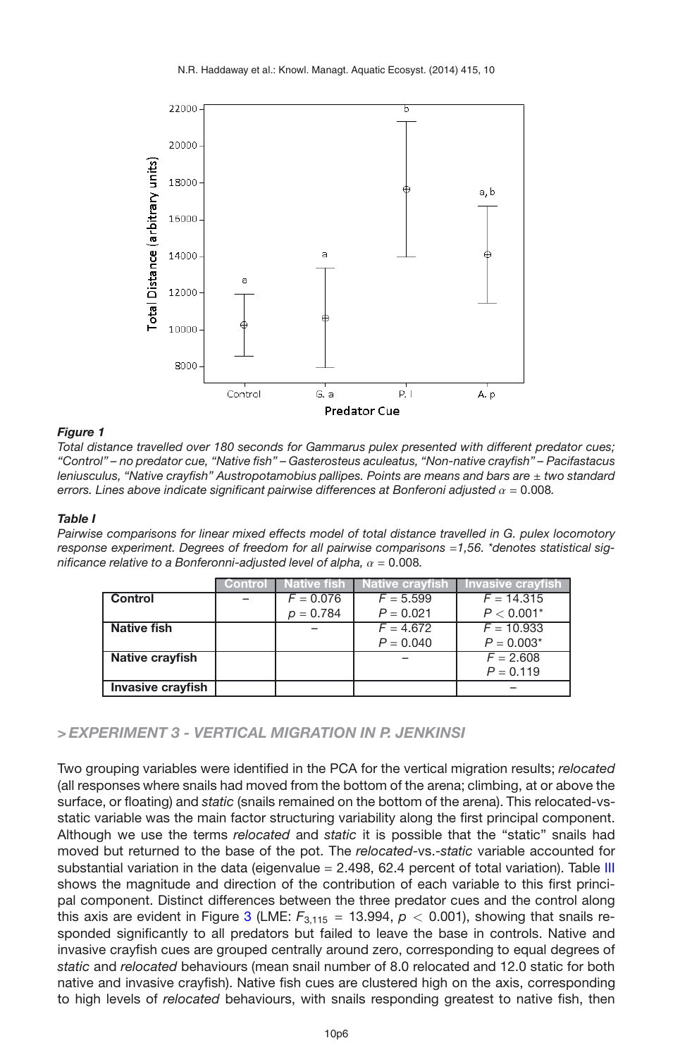**Figure 1**

*Total distance travelled over 180 seconds for Gammarus pulex presented with different predator cues; "Control" – no predator cue, "Native fish" – Gasterosteus aculeatus, "Non-native crayfish" – Pacifastacus leniusculus, "Native crayfish" Austropotamobius pallipes. Points are means and bars are ± two standard errors. Lines above indicate significant pairwise differences at Bonferoni adjusted* $\alpha = 0.008$*.*

**Table I**

*Pairwise comparisons for linear mixed effects model of total distance travelled in G. pulex locomotory response experiment. Degrees of freedom for all pairwise comparisons =1,56. \*denotes statistical significance relative to a Bonferonni-adjusted level of alpha,* $\alpha = 0.008$*.*

| | Control | Native fish | Native crayfish | Invasive crayfish |
|---|---|---|---|---|
| **Control** | – | $F = 0.076$<br>$p = 0.784$ | $F = 5.599$<br>$P = 0.021$ | $F = 14.315$<br>$P < 0.001$* |
| **Native fish** | | – | $F = 4.672$<br>$P = 0.040$ | $F = 10.933$<br>$P = 0.003$* |
| **Native crayfish** | | | – | $F = 2.608$<br>$P = 0.119$ |
| **Invasive crayfish** | | | | – |

## > *EXPERIMENT 3 - VERTICAL MIGRATION IN P. JENKINSI*

Two grouping variables were identified in the PCA for the vertical migration results; *relocated* (all responses where snails had moved from the bottom of the arena; climbing, at or above the surface, or floating) and *static* (snails remained on the bottom of the arena). This relocated-vs-static variable was the main factor structuring variability along the first principal component. Although we use the terms *relocated* and *static* it is possible that the "static" snails had moved but returned to the base of the pot. The *relocated*-vs.-*static* variable accounted for substantial variation in the data (eigenvalue = 2.498, 62.4 percent of total variation). Table III shows the magnitude and direction of the contribution of each variable to this first principal component. Distinct differences between the three predator cues and the control along this axis are evident in Figure 3 (LME: $F_{3,115} = 13.994$, $p < 0.001$), showing that snails responded significantly to all predators but failed to leave the base in controls. Native and invasive crayfish cues are grouped centrally around zero, corresponding to equal degrees of *static* and *relocated* behaviours (mean snail number of 8.0 relocated and 12.0 static for both native and invasive crayfish). Native fish cues are clustered high on the axis, corresponding to high levels of *relocated* behaviours, with snails responding greatest to native fish, then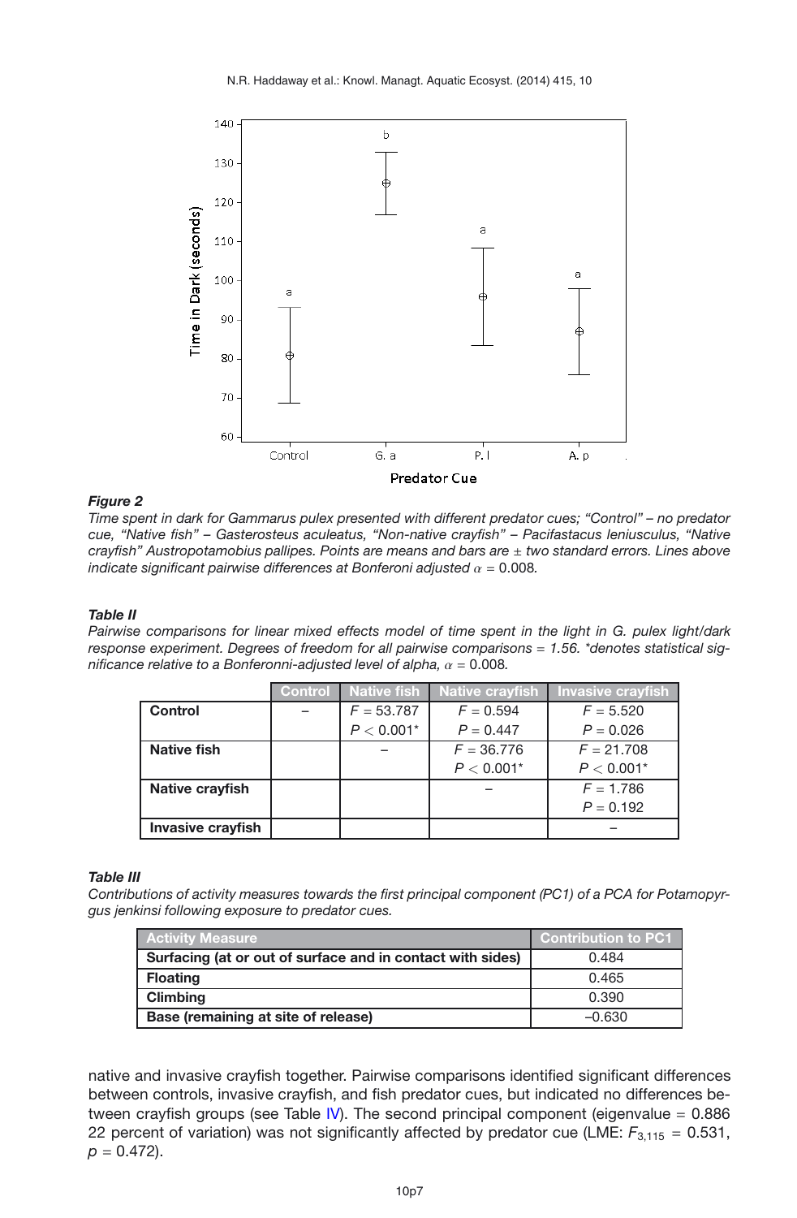***Figure 2***

*Time spent in dark for Gammarus pulex presented with different predator cues; "Control" – no predator cue, "Native fish" – Gasterosteus aculeatus, "Non-native crayfish" – Pacifastacus leniusculus, "Native crayfish" Austropotamobius pallipes. Points are means and bars are ± two standard errors. Lines above indicate significant pairwise differences at Bonferoni adjusted $\alpha = 0.008$.*

***Table II***

*Pairwise comparisons for linear mixed effects model of time spent in the light in G. pulex light/dark response experiment. Degrees of freedom for all pairwise comparisons = 1.56. \*denotes statistical significance relative to a Bonferonni-adjusted level of alpha, $\alpha = 0.008$.*

| | Control | Native fish | Native crayfish | Invasive crayfish |
|---|---|---|---|---|
| **Control** | – | $F = 53.787$ $P < 0.001$* | $F = 0.594$ $P = 0.447$ | $F = 5.520$ $P = 0.026$ |
| **Native fish** | | – | $F = 36.776$ $P < 0.001$* | $F = 21.708$ $P < 0.001$* |
| **Native crayfish** | | | – | $F = 1.786$ $P = 0.192$ |
| **Invasive crayfish** | | | | – |

***Table III***

*Contributions of activity measures towards the first principal component (PC1) of a PCA for Potamopyrgus jenkinsi following exposure to predator cues.*

| Activity Measure | Contribution to PC1 |
|---|---|
| **Surfacing (at or out of surface and in contact with sides)** | 0.484 |
| **Floating** | 0.465 |
| **Climbing** | 0.390 |
| **Base (remaining at site of release)** | –0.630 |

native and invasive crayfish together. Pairwise comparisons identified significant differences between controls, invasive crayfish, and fish predator cues, but indicated no differences between crayfish groups (see Table IV). The second principal component (eigenvalue = 0.886 22 percent of variation) was not significantly affected by predator cue (LME: $F_{3,115} = 0.531$, $p = 0.472$).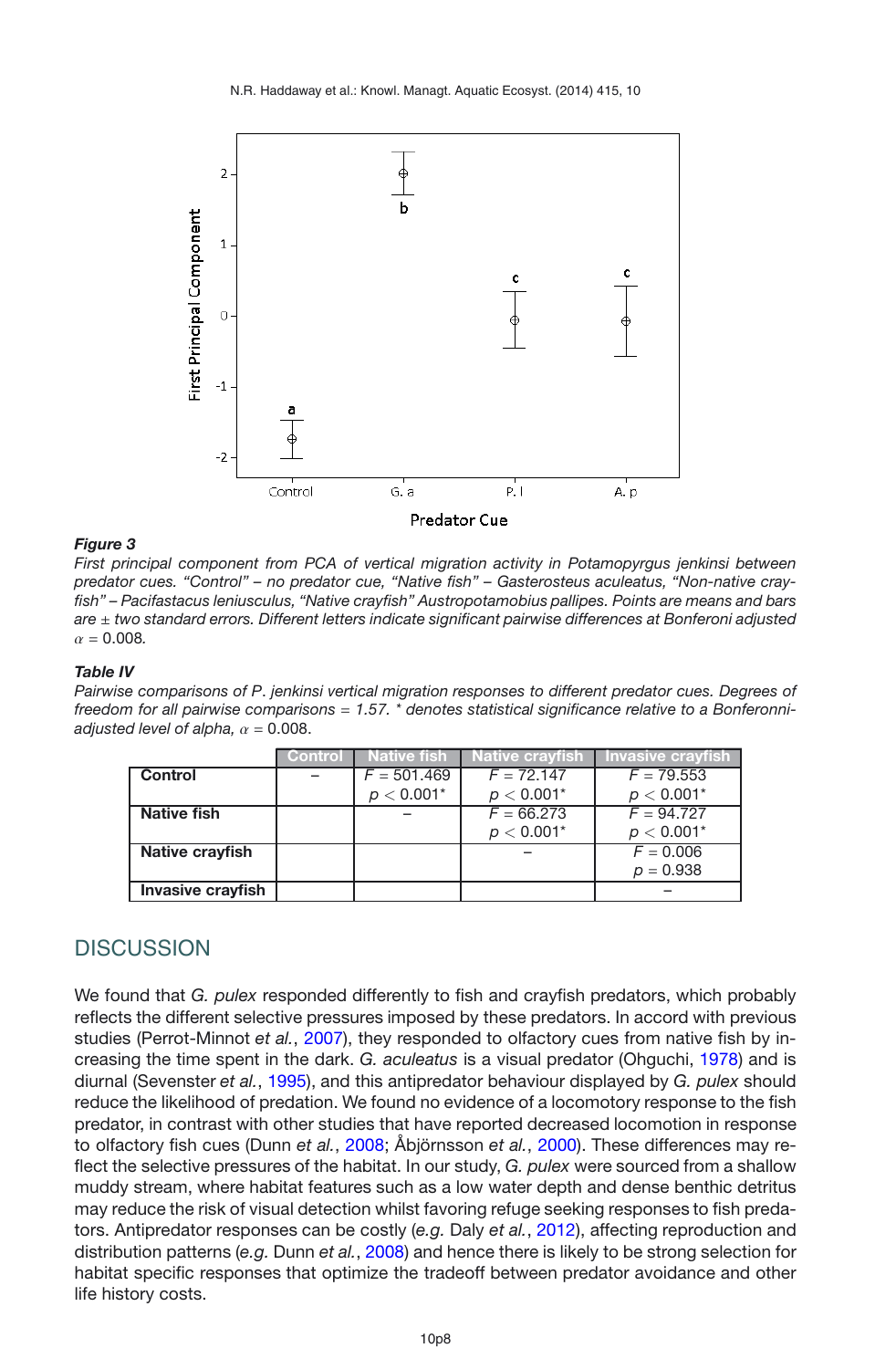***Figure 3***
*First principal component from PCA of vertical migration activity in Potamopyrgus jenkinsi between predator cues. "Control" – no predator cue, "Native fish" – Gasterosteus aculeatus, "Non-native crayfish" – Pacifastacus leniusculus, "Native crayfish" Austropotamobius pallipes. Points are means and bars are ± two standard errors. Different letters indicate significant pairwise differences at Bonferoni adjusted* $\alpha = 0.008$.

***Table IV***
*Pairwise comparisons of P. jenkinsi vertical migration responses to different predator cues. Degrees of freedom for all pairwise comparisons = 1.57. * denotes statistical significance relative to a Bonferonni-adjusted level of alpha,* $\alpha = 0.008$.

| | Control | Native fish | Native crayfish | Invasive crayfish |
|---|---|---|---|---|
| **Control** | – | $F = 501.469$ $p < 0.001$* | $F = 72.147$ $p < 0.001$* | $F = 79.553$ $p < 0.001$* |
| **Native fish** | | – | $F = 66.273$ $p < 0.001$* | $F = 94.727$ $p < 0.001$* |
| **Native crayfish** | | | – | $F = 0.006$ $p = 0.938$ |
| **Invasive crayfish** | | | | – |

## DISCUSSION

We found that *G. pulex* responded differently to fish and crayfish predators, which probably reflects the different selective pressures imposed by these predators. In accord with previous studies (Perrot-Minnot *et al.*, 2007), they responded to olfactory cues from native fish by increasing the time spent in the dark. *G. aculeatus* is a visual predator (Ohguchi, 1978) and is diurnal (Sevenster *et al.*, 1995), and this antipredator behaviour displayed by *G. pulex* should reduce the likelihood of predation. We found no evidence of a locomotory response to the fish predator, in contrast with other studies that have reported decreased locomotion in response to olfactory fish cues (Dunn *et al.*, 2008; Åbjörnsson *et al.*, 2000). These differences may reflect the selective pressures of the habitat. In our study, *G. pulex* were sourced from a shallow muddy stream, where habitat features such as a low water depth and dense benthic detritus may reduce the risk of visual detection whilst favoring refuge seeking responses to fish predators. Antipredator responses can be costly (*e.g.* Daly *et al.*, 2012), affecting reproduction and distribution patterns (*e.g.* Dunn *et al.*, 2008) and hence there is likely to be strong selection for habitat specific responses that optimize the tradeoff between predator avoidance and other life history costs.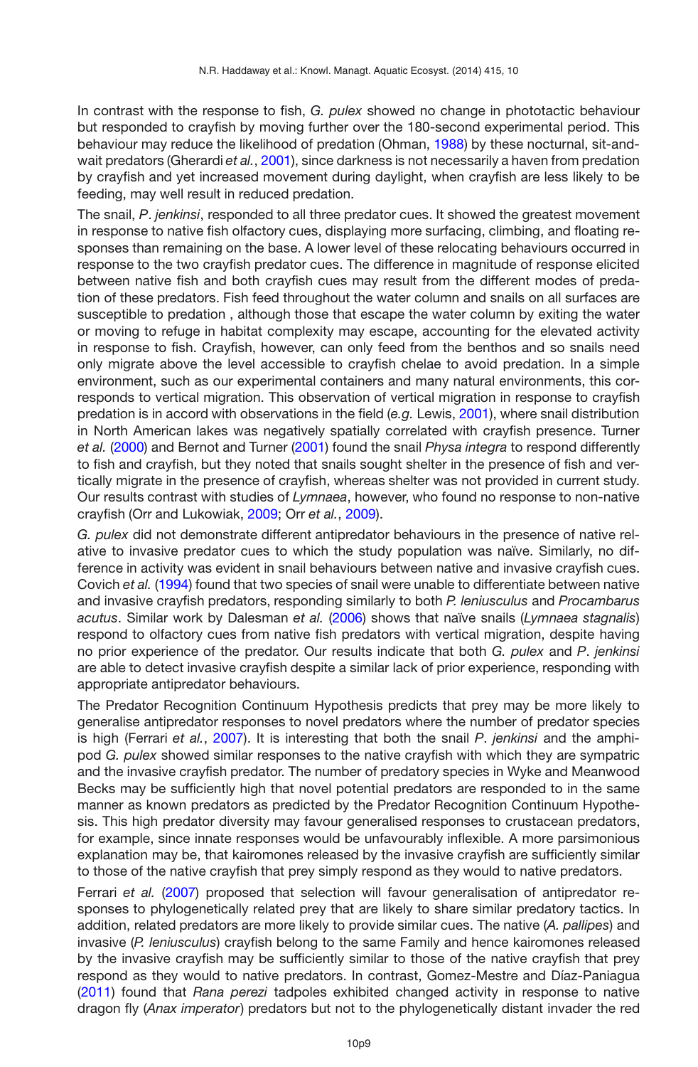In contrast with the response to fish, *G. pulex* showed no change in phototactic behaviour but responded to crayfish by moving further over the 180-second experimental period. This behaviour may reduce the likelihood of predation (Ohman, 1988) by these nocturnal, sit-and-wait predators (Gherardi *et al.*, 2001), since darkness is not necessarily a haven from predation by crayfish and yet increased movement during daylight, when crayfish are less likely to be feeding, may well result in reduced predation.

The snail, *P. jenkinsi*, responded to all three predator cues. It showed the greatest movement in response to native fish olfactory cues, displaying more surfacing, climbing, and floating responses than remaining on the base. A lower level of these relocating behaviours occurred in response to the two crayfish predator cues. The difference in magnitude of response elicited between native fish and both crayfish cues may result from the different modes of predation of these predators. Fish feed throughout the water column and snails on all surfaces are susceptible to predation , although those that escape the water column by exiting the water or moving to refuge in habitat complexity may escape, accounting for the elevated activity in response to fish. Crayfish, however, can only feed from the benthos and so snails need only migrate above the level accessible to crayfish chelae to avoid predation. In a simple environment, such as our experimental containers and many natural environments, this corresponds to vertical migration. This observation of vertical migration in response to crayfish predation is in accord with observations in the field (*e.g.* Lewis, 2001), where snail distribution in North American lakes was negatively spatially correlated with crayfish presence. Turner *et al.* (2000) and Bernot and Turner (2001) found the snail *Physa integra* to respond differently to fish and crayfish, but they noted that snails sought shelter in the presence of fish and vertically migrate in the presence of crayfish, whereas shelter was not provided in current study. Our results contrast with studies of *Lymnaea*, however, who found no response to non-native crayfish (Orr and Lukowiak, 2009; Orr *et al.*, 2009).

*G. pulex* did not demonstrate different antipredator behaviours in the presence of native relative to invasive predator cues to which the study population was naïve. Similarly, no difference in activity was evident in snail behaviours between native and invasive crayfish cues. Covich *et al.* (1994) found that two species of snail were unable to differentiate between native and invasive crayfish predators, responding similarly to both *P. leniusculus* and *Procambarus acutus*. Similar work by Dalesman *et al.* (2006) shows that naïve snails (*Lymnaea stagnalis*) respond to olfactory cues from native fish predators with vertical migration, despite having no prior experience of the predator. Our results indicate that both *G. pulex* and *P. jenkinsi* are able to detect invasive crayfish despite a similar lack of prior experience, responding with appropriate antipredator behaviours.

The Predator Recognition Continuum Hypothesis predicts that prey may be more likely to generalise antipredator responses to novel predators where the number of predator species is high (Ferrari *et al.*, 2007). It is interesting that both the snail *P. jenkinsi* and the amphipod *G. pulex* showed similar responses to the native crayfish with which they are sympatric and the invasive crayfish predator. The number of predatory species in Wyke and Meanwood Becks may be sufficiently high that novel potential predators are responded to in the same manner as known predators as predicted by the Predator Recognition Continuum Hypothesis. This high predator diversity may favour generalised responses to crustacean predators, for example, since innate responses would be unfavourably inflexible. A more parsimonious explanation may be, that kairomones released by the invasive crayfish are sufficiently similar to those of the native crayfish that prey simply respond as they would to native predators.

Ferrari *et al.* (2007) proposed that selection will favour generalisation of antipredator responses to phylogenetically related prey that are likely to share similar predatory tactics. In addition, related predators are more likely to provide similar cues. The native (*A. pallipes*) and invasive (*P. leniusculus*) crayfish belong to the same Family and hence kairomones released by the invasive crayfish may be sufficiently similar to those of the native crayfish that prey respond as they would to native predators. In contrast, Gomez-Mestre and Díaz-Paniagua (2011) found that *Rana perezi* tadpoles exhibited changed activity in response to native dragon fly (*Anax imperator*) predators but not to the phylogenetically distant invader the red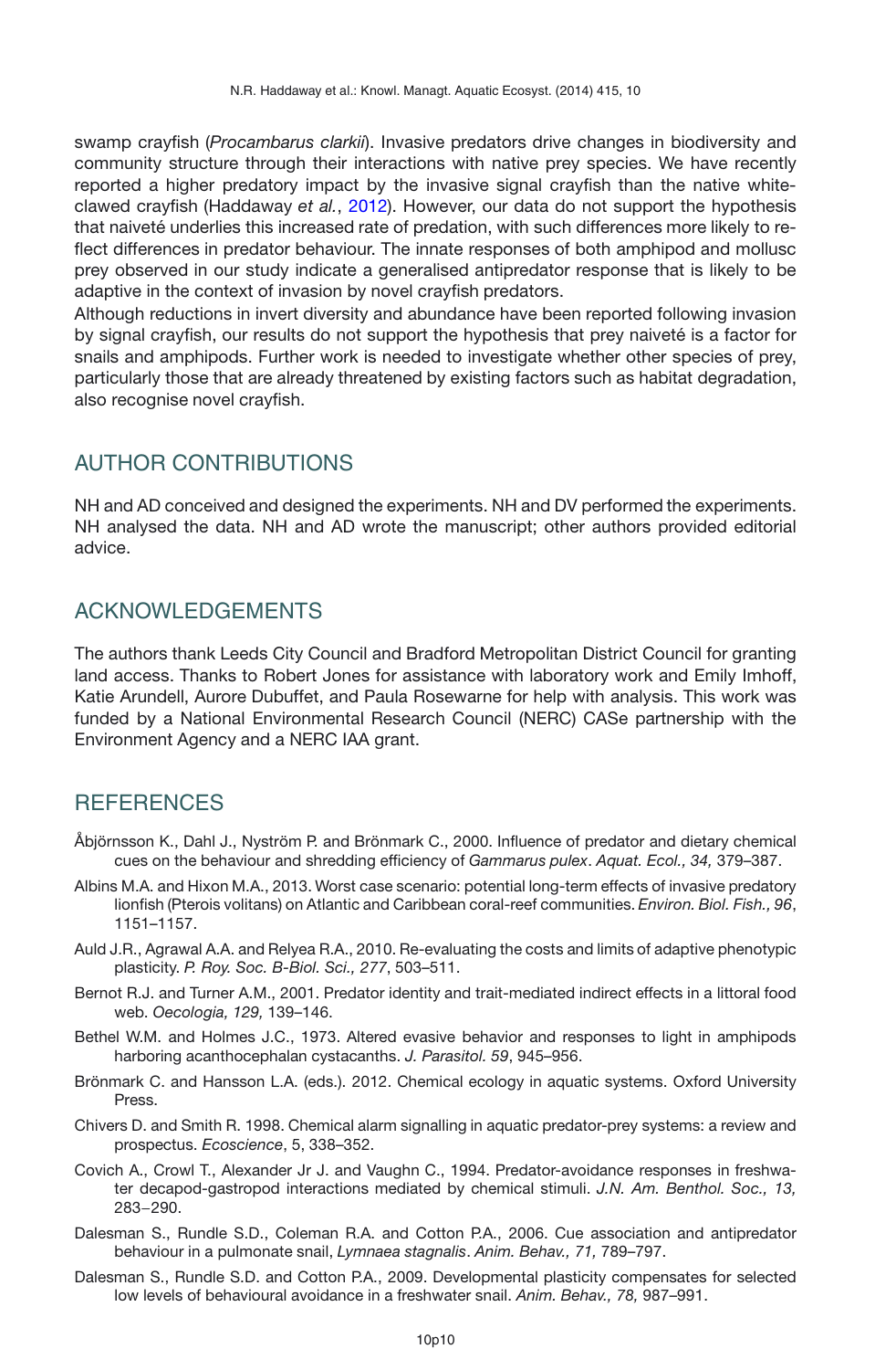swamp crayfish (*Procambarus clarkii*). Invasive predators drive changes in biodiversity and community structure through their interactions with native prey species. We have recently reported a higher predatory impact by the invasive signal crayfish than the native white-clawed crayfish (Haddaway *et al.*, 2012). However, our data do not support the hypothesis that naiveté underlies this increased rate of predation, with such differences more likely to reflect differences in predator behaviour. The innate responses of both amphipod and mollusc prey observed in our study indicate a generalised antipredator response that is likely to be adaptive in the context of invasion by novel crayfish predators.

Although reductions in invert diversity and abundance have been reported following invasion by signal crayfish, our results do not support the hypothesis that prey naiveté is a factor for snails and amphipods. Further work is needed to investigate whether other species of prey, particularly those that are already threatened by existing factors such as habitat degradation, also recognise novel crayfish.

## AUTHOR CONTRIBUTIONS

NH and AD conceived and designed the experiments. NH and DV performed the experiments. NH analysed the data. NH and AD wrote the manuscript; other authors provided editorial advice.

## ACKNOWLEDGEMENTS

The authors thank Leeds City Council and Bradford Metropolitan District Council for granting land access. Thanks to Robert Jones for assistance with laboratory work and Emily Imhoff, Katie Arundell, Aurore Dubuffet, and Paula Rosewarne for help with analysis. This work was funded by a National Environmental Research Council (NERC) CASe partnership with the Environment Agency and a NERC IAA grant.

## REFERENCES

Åbjörnsson K., Dahl J., Nyström P. and Brönmark C., 2000. Influence of predator and dietary chemical cues on the behaviour and shredding efficiency of *Gammarus pulex*. *Aquat. Ecol., 34,* 379–387.

Albins M.A. and Hixon M.A., 2013. Worst case scenario: potential long-term effects of invasive predatory lionfish (Pterois volitans) on Atlantic and Caribbean coral-reef communities. *Environ. Biol. Fish., 96*, 1151–1157.

Auld J.R., Agrawal A.A. and Relyea R.A., 2010. Re-evaluating the costs and limits of adaptive phenotypic plasticity. *P. Roy. Soc. B-Biol. Sci., 277*, 503–511.

Bernot R.J. and Turner A.M., 2001. Predator identity and trait-mediated indirect effects in a littoral food web. *Oecologia, 129,* 139–146.

Bethel W.M. and Holmes J.C., 1973. Altered evasive behavior and responses to light in amphipods harboring acanthocephalan cystacanths. *J. Parasitol. 59*, 945–956.

Brönmark C. and Hansson L.A. (eds.). 2012. Chemical ecology in aquatic systems. Oxford University Press.

Chivers D. and Smith R. 1998. Chemical alarm signalling in aquatic predator-prey systems: a review and prospectus. *Ecoscience*, 5, 338–352.

Covich A., Crowl T., Alexander Jr J. and Vaughn C., 1994. Predator-avoidance responses in freshwater decapod-gastropod interactions mediated by chemical stimuli. *J.N. Am. Benthol. Soc., 13,* 283−290.

Dalesman S., Rundle S.D., Coleman R.A. and Cotton P.A., 2006. Cue association and antipredator behaviour in a pulmonate snail, *Lymnaea stagnalis*. *Anim. Behav., 71,* 789–797.

Dalesman S., Rundle S.D. and Cotton P.A., 2009. Developmental plasticity compensates for selected low levels of behavioural avoidance in a freshwater snail. *Anim. Behav., 78,* 987–991.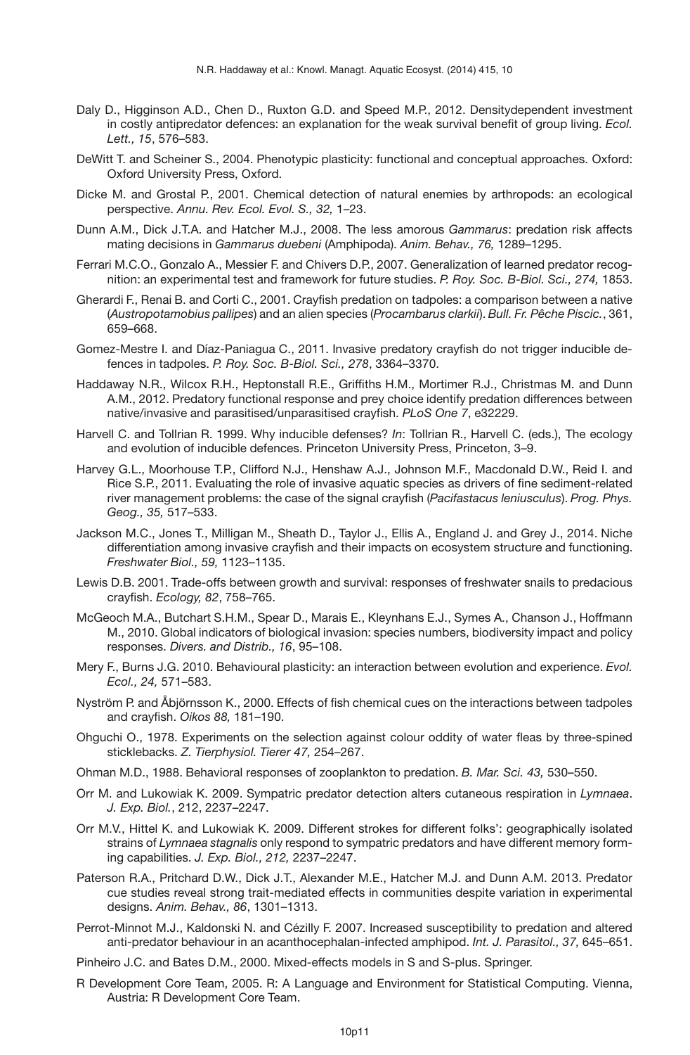Daly D., Higginson A.D., Chen D., Ruxton G.D. and Speed M.P., 2012. Densitydependent investment in costly antipredator defences: an explanation for the weak survival benefit of group living. *Ecol. Lett., 15*, 576–583.

DeWitt T. and Scheiner S., 2004. Phenotypic plasticity: functional and conceptual approaches. Oxford: Oxford University Press, Oxford.

Dicke M. and Grostal P., 2001. Chemical detection of natural enemies by arthropods: an ecological perspective. *Annu. Rev. Ecol. Evol. S., 32,* 1–23.

Dunn A.M., Dick J.T.A. and Hatcher M.J., 2008. The less amorous *Gammarus*: predation risk affects mating decisions in *Gammarus duebeni* (Amphipoda). *Anim. Behav., 76,* 1289–1295.

Ferrari M.C.O., Gonzalo A., Messier F. and Chivers D.P., 2007. Generalization of learned predator recognition: an experimental test and framework for future studies. *P. Roy. Soc. B-Biol. Sci., 274,* 1853.

Gherardi F., Renai B. and Corti C., 2001. Crayfish predation on tadpoles: a comparison between a native (*Austropotamobius pallipes*) and an alien species (*Procambarus clarkii*). *Bull. Fr. Pêche Piscic.*, 361, 659–668.

Gomez-Mestre I. and Díaz-Paniagua C., 2011. Invasive predatory crayfish do not trigger inducible defences in tadpoles. *P. Roy. Soc. B-Biol. Sci., 278*, 3364–3370.

Haddaway N.R., Wilcox R.H., Heptonstall R.E., Griffiths H.M., Mortimer R.J., Christmas M. and Dunn A.M., 2012. Predatory functional response and prey choice identify predation differences between native/invasive and parasitised/unparasitised crayfish. *PLoS One 7*, e32229.

Harvell C. and Tollrian R. 1999. Why inducible defenses? *In*: Tollrian R., Harvell C. (eds.), The ecology and evolution of inducible defences. Princeton University Press, Princeton, 3–9.

Harvey G.L., Moorhouse T.P., Clifford N.J., Henshaw A.J., Johnson M.F., Macdonald D.W., Reid I. and Rice S.P., 2011. Evaluating the role of invasive aquatic species as drivers of fine sediment-related river management problems: the case of the signal crayfish (*Pacifastacus leniusculus*). *Prog. Phys. Geog., 35,* 517–533.

Jackson M.C., Jones T., Milligan M., Sheath D., Taylor J., Ellis A., England J. and Grey J., 2014. Niche differentiation among invasive crayfish and their impacts on ecosystem structure and functioning. *Freshwater Biol., 59,* 1123–1135.

Lewis D.B. 2001. Trade-offs between growth and survival: responses of freshwater snails to predacious crayfish. *Ecology, 82*, 758–765.

McGeoch M.A., Butchart S.H.M., Spear D., Marais E., Kleynhans E.J., Symes A., Chanson J., Hoffmann M., 2010. Global indicators of biological invasion: species numbers, biodiversity impact and policy responses. *Divers. and Distrib., 16*, 95–108.

Mery F., Burns J.G. 2010. Behavioural plasticity: an interaction between evolution and experience. *Evol. Ecol., 24,* 571–583.

Nyström P. and Åbjörnsson K., 2000. Effects of fish chemical cues on the interactions between tadpoles and crayfish. *Oikos 88,* 181–190.

Ohguchi O., 1978. Experiments on the selection against colour oddity of water fleas by three-spined sticklebacks. *Z. Tierphysiol. Tierer 47,* 254–267.

Ohman M.D., 1988. Behavioral responses of zooplankton to predation. *B. Mar. Sci. 43,* 530–550.

Orr M. and Lukowiak K. 2009. Sympatric predator detection alters cutaneous respiration in *Lymnaea*. *J. Exp. Biol.*, 212, 2237–2247.

Orr M.V., Hittel K. and Lukowiak K. 2009. Different strokes for different folks': geographically isolated strains of *Lymnaea stagnalis* only respond to sympatric predators and have different memory forming capabilities. *J. Exp. Biol., 212,* 2237–2247.

Paterson R.A., Pritchard D.W., Dick J.T., Alexander M.E., Hatcher M.J. and Dunn A.M. 2013. Predator cue studies reveal strong trait-mediated effects in communities despite variation in experimental designs. *Anim. Behav., 86*, 1301–1313.

Perrot-Minnot M.J., Kaldonski N. and Cézilly F. 2007. Increased susceptibility to predation and altered anti-predator behaviour in an acanthocephalan-infected amphipod. *Int. J. Parasitol., 37,* 645–651.

Pinheiro J.C. and Bates D.M., 2000. Mixed-effects models in S and S-plus. Springer.

R Development Core Team, 2005. R: A Language and Environment for Statistical Computing. Vienna, Austria: R Development Core Team.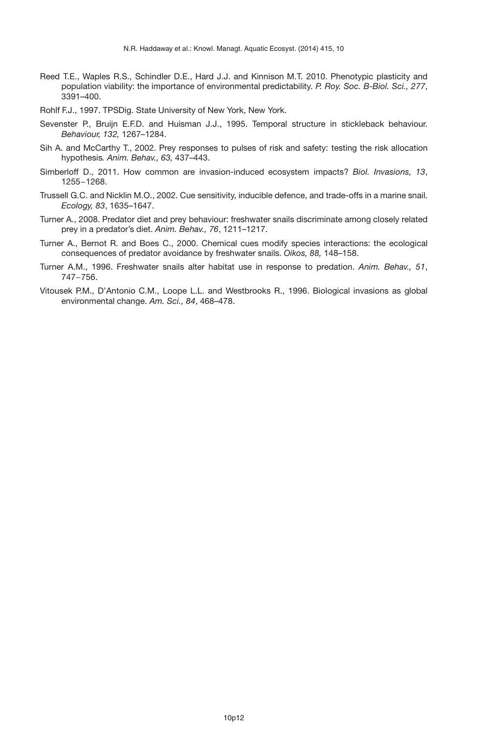Reed T.E., Waples R.S., Schindler D.E., Hard J.J. and Kinnison M.T. 2010. Phenotypic plasticity and population viability: the importance of environmental predictability. *P. Roy. Soc. B-Biol. Sci., 277*, 3391–400.

Rohlf F.J., 1997. TPSDig. State University of New York, New York.

Sevenster P., Bruijn E.F.D. and Huisman J.J., 1995. Temporal structure in stickleback behaviour. *Behaviour, 132,* 1267–1284.

Sih A. and McCarthy T., 2002. Prey responses to pulses of risk and safety: testing the risk allocation hypothesis*. Anim. Behav., 63,* 437–443.

Simberloff D., 2011. How common are invasion-induced ecosystem impacts? *Biol. Invasions, 13*, 1255–1268.

Trussell G.C. and Nicklin M.O., 2002. Cue sensitivity, inducible defence, and trade-offs in a marine snail. *Ecology, 83*, 1635–1647.

Turner A., 2008. Predator diet and prey behaviour: freshwater snails discriminate among closely related prey in a predator's diet. *Anim. Behav., 76*, 1211–1217.

Turner A., Bernot R. and Boes C., 2000. Chemical cues modify species interactions: the ecological consequences of predator avoidance by freshwater snails. *Oikos, 88,* 148–158.

Turner A.M., 1996. Freshwater snails alter habitat use in response to predation. *Anim. Behav., 51*, 747–756.

Vitousek P.M., D'Antonio C.M., Loope L.L. and Westbrooks R., 1996. Biological invasions as global environmental change. *Am. Sci., 84*, 468–478.